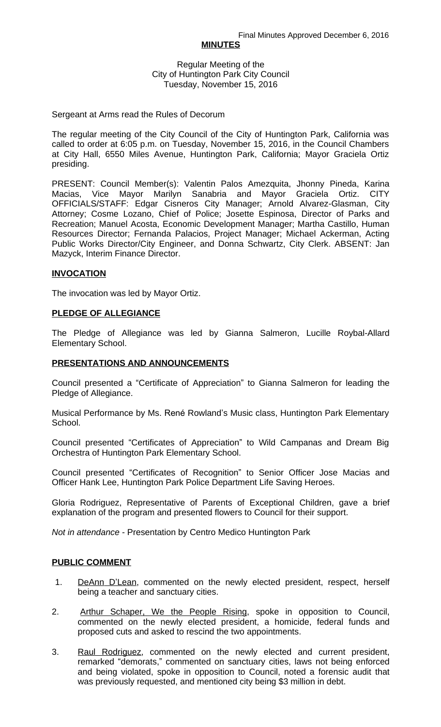Final Minutes Approved December 6, 2016

**MINUTES**

Regular Meeting of the
City of Huntington Park City Council
Tuesday, November 15, 2016

Sergeant at Arms read the Rules of Decorum

The regular meeting of the City Council of the City of Huntington Park, California was called to order at 6:05 p.m. on Tuesday, November 15, 2016, in the Council Chambers at City Hall, 6550 Miles Avenue, Huntington Park, California; Mayor Graciela Ortiz presiding.

PRESENT: Council Member(s): Valentin Palos Amezquita, Jhonny Pineda, Karina Macias, Vice Mayor Marilyn Sanabria and Mayor Graciela Ortiz. CITY OFFICIALS/STAFF: Edgar Cisneros City Manager; Arnold Alvarez-Glasman, City Attorney; Cosme Lozano, Chief of Police; Josette Espinosa, Director of Parks and Recreation; Manuel Acosta, Economic Development Manager; Martha Castillo, Human Resources Director; Fernanda Palacios, Project Manager; Michael Ackerman, Acting Public Works Director/City Engineer, and Donna Schwartz, City Clerk. ABSENT: Jan Mazyck, Interim Finance Director.

## INVOCATION

The invocation was led by Mayor Ortiz.

## PLEDGE OF ALLEGIANCE

The Pledge of Allegiance was led by Gianna Salmeron, Lucille Roybal-Allard Elementary School.

## PRESENTATIONS AND ANNOUNCEMENTS

Council presented a "Certificate of Appreciation" to Gianna Salmeron for leading the Pledge of Allegiance.

Musical Performance by Ms. René Rowland's Music class, Huntington Park Elementary School.

Council presented "Certificates of Appreciation" to Wild Campanas and Dream Big Orchestra of Huntington Park Elementary School.

Council presented "Certificates of Recognition" to Senior Officer Jose Macias and Officer Hank Lee, Huntington Park Police Department Life Saving Heroes.

Gloria Rodriguez, Representative of Parents of Exceptional Children, gave a brief explanation of the program and presented flowers to Council for their support.

*Not in attendance* - Presentation by Centro Medico Huntington Park

## PUBLIC COMMENT

1. DeAnn D'Lean, commented on the newly elected president, respect, herself being a teacher and sanctuary cities.

2. Arthur Schaper, We the People Rising, spoke in opposition to Council, commented on the newly elected president, a homicide, federal funds and proposed cuts and asked to rescind the two appointments.

3. Raul Rodriguez, commented on the newly elected and current president, remarked "demorats," commented on sanctuary cities, laws not being enforced and being violated, spoke in opposition to Council, noted a forensic audit that was previously requested, and mentioned city being $3 million in debt.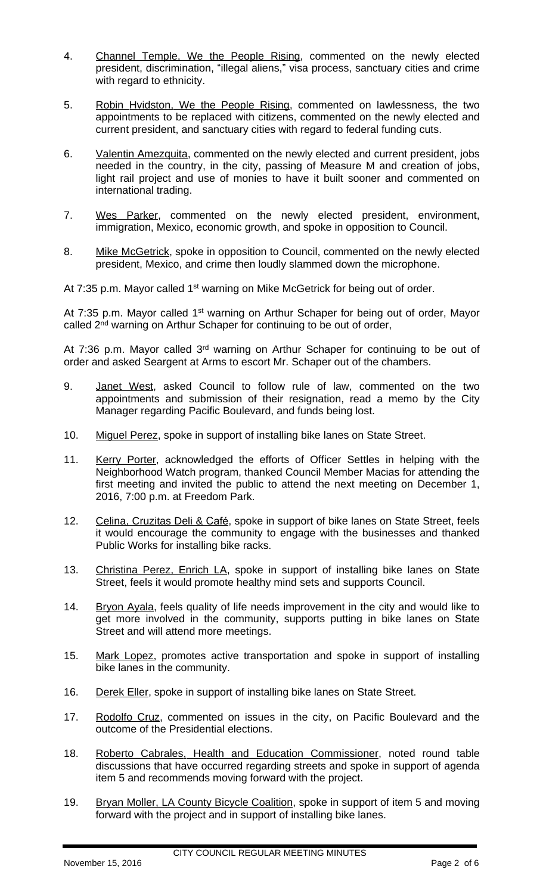4. Channel Temple, We the People Rising, commented on the newly elected president, discrimination, "illegal aliens," visa process, sanctuary cities and crime with regard to ethnicity.

5. Robin Hvidston, We the People Rising, commented on lawlessness, the two appointments to be replaced with citizens, commented on the newly elected and current president, and sanctuary cities with regard to federal funding cuts.

6. Valentin Amezquita, commented on the newly elected and current president, jobs needed in the country, in the city, passing of Measure M and creation of jobs, light rail project and use of monies to have it built sooner and commented on international trading.

7. Wes Parker, commented on the newly elected president, environment, immigration, Mexico, economic growth, and spoke in opposition to Council.

8. Mike McGetrick, spoke in opposition to Council, commented on the newly elected president, Mexico, and crime then loudly slammed down the microphone.

At 7:35 p.m. Mayor called 1st warning on Mike McGetrick for being out of order.

At 7:35 p.m. Mayor called 1st warning on Arthur Schaper for being out of order, Mayor called 2nd warning on Arthur Schaper for continuing to be out of order,

At 7:36 p.m. Mayor called 3rd warning on Arthur Schaper for continuing to be out of order and asked Seargent at Arms to escort Mr. Schaper out of the chambers.

9. Janet West, asked Council to follow rule of law, commented on the two appointments and submission of their resignation, read a memo by the City Manager regarding Pacific Boulevard, and funds being lost.

10. Miguel Perez, spoke in support of installing bike lanes on State Street.

11. Kerry Porter, acknowledged the efforts of Officer Settles in helping with the Neighborhood Watch program, thanked Council Member Macias for attending the first meeting and invited the public to attend the next meeting on December 1, 2016, 7:00 p.m. at Freedom Park.

12. Celina, Cruzitas Deli & Café, spoke in support of bike lanes on State Street, feels it would encourage the community to engage with the businesses and thanked Public Works for installing bike racks.

13. Christina Perez, Enrich LA, spoke in support of installing bike lanes on State Street, feels it would promote healthy mind sets and supports Council.

14. Bryon Ayala, feels quality of life needs improvement in the city and would like to get more involved in the community, supports putting in bike lanes on State Street and will attend more meetings.

15. Mark Lopez, promotes active transportation and spoke in support of installing bike lanes in the community.

16. Derek Eller, spoke in support of installing bike lanes on State Street.

17. Rodolfo Cruz, commented on issues in the city, on Pacific Boulevard and the outcome of the Presidential elections.

18. Roberto Cabrales, Health and Education Commissioner, noted round table discussions that have occurred regarding streets and spoke in support of agenda item 5 and recommends moving forward with the project.

19. Bryan Moller, LA County Bicycle Coalition, spoke in support of item 5 and moving forward with the project and in support of installing bike lanes.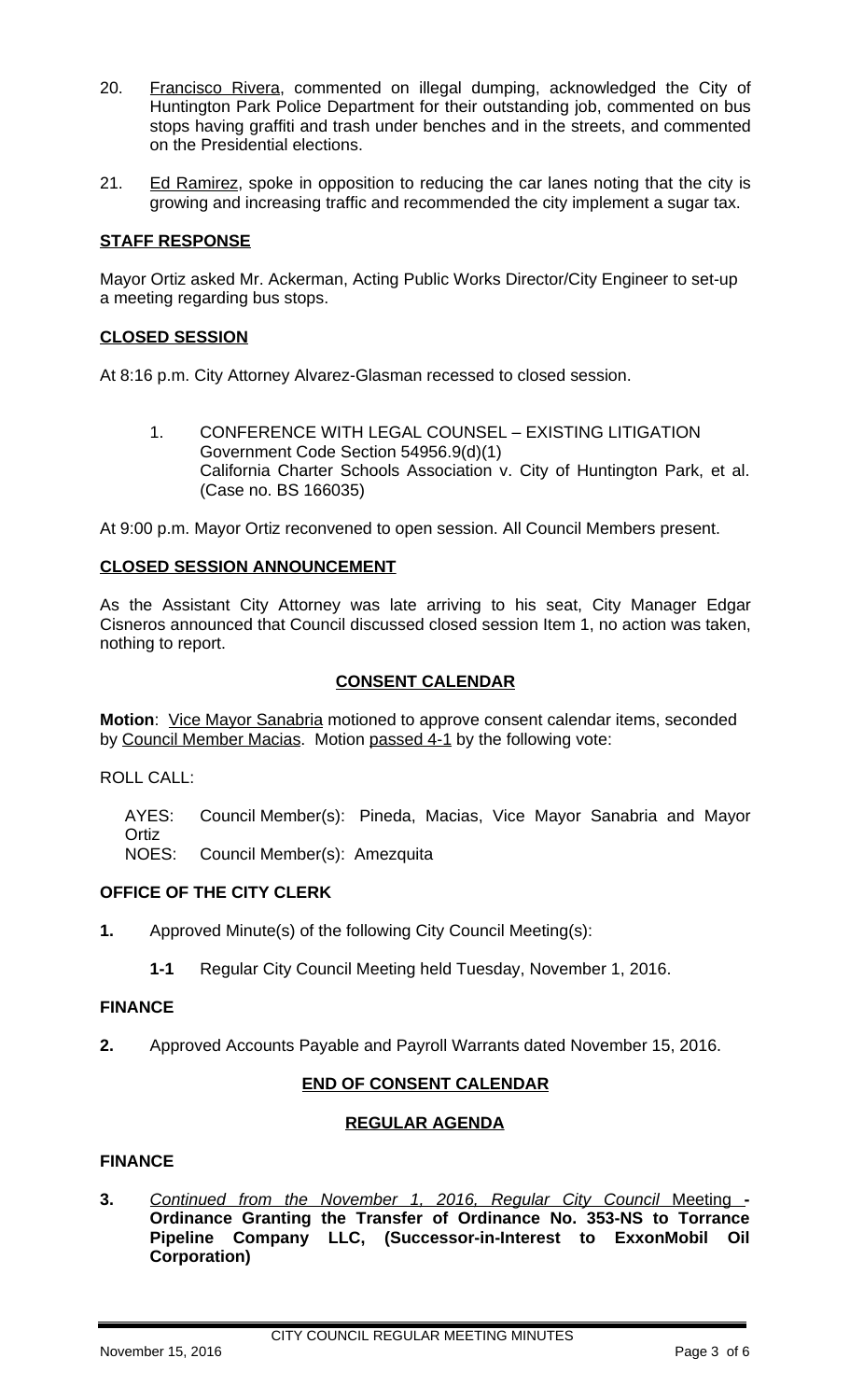20. Francisco Rivera, commented on illegal dumping, acknowledged the City of Huntington Park Police Department for their outstanding job, commented on bus stops having graffiti and trash under benches and in the streets, and commented on the Presidential elections.

21. Ed Ramirez, spoke in opposition to reducing the car lanes noting that the city is growing and increasing traffic and recommended the city implement a sugar tax.

## STAFF RESPONSE

Mayor Ortiz asked Mr. Ackerman, Acting Public Works Director/City Engineer to set-up a meeting regarding bus stops.

## CLOSED SESSION

At 8:16 p.m. City Attorney Alvarez-Glasman recessed to closed session.

1. CONFERENCE WITH LEGAL COUNSEL – EXISTING LITIGATION
   Government Code Section 54956.9(d)(1)
   California Charter Schools Association v. City of Huntington Park, et al. (Case no. BS 166035)

At 9:00 p.m. Mayor Ortiz reconvened to open session. All Council Members present.

## CLOSED SESSION ANNOUNCEMENT

As the Assistant City Attorney was late arriving to his seat, City Manager Edgar Cisneros announced that Council discussed closed session Item 1, no action was taken, nothing to report.

## CONSENT CALENDAR

**Motion**: Vice Mayor Sanabria motioned to approve consent calendar items, seconded by Council Member Macias. Motion passed 4-1 by the following vote:

ROLL CALL:

AYES: Council Member(s): Pineda, Macias, Vice Mayor Sanabria and Mayor Ortiz
NOES: Council Member(s): Amezquita

### OFFICE OF THE CITY CLERK

**1.** Approved Minute(s) of the following City Council Meeting(s):

**1-1** Regular City Council Meeting held Tuesday, November 1, 2016.

### FINANCE

**2.** Approved Accounts Payable and Payroll Warrants dated November 15, 2016.

## END OF CONSENT CALENDAR

## REGULAR AGENDA

### FINANCE

**3.** *Continued from the November 1, 2016, Regular City Council* Meeting **- Ordinance Granting the Transfer of Ordinance No. 353-NS to Torrance Pipeline Company LLC, (Successor-in-Interest to ExxonMobil Oil Corporation)**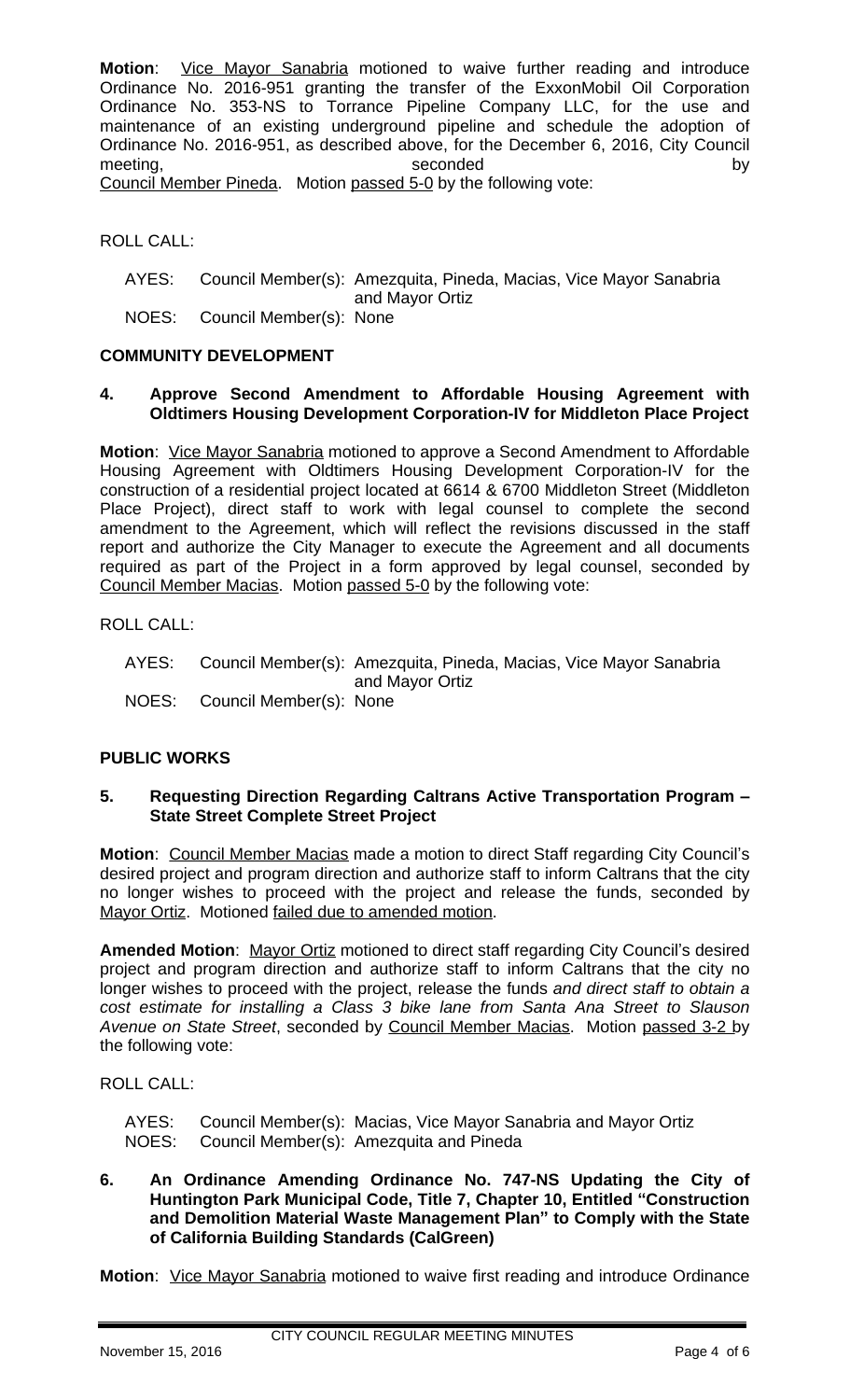**Motion**: Vice Mayor Sanabria motioned to waive further reading and introduce Ordinance No. 2016-951 granting the transfer of the ExxonMobil Oil Corporation Ordinance No. 353-NS to Torrance Pipeline Company LLC, for the use and maintenance of an existing underground pipeline and schedule the adoption of Ordinance No. 2016-951, as described above, for the December 6, 2016, City Council meeting, seconded by Council Member Pineda. Motion passed 5-0 by the following vote:

ROLL CALL:

AYES: Council Member(s): Amezquita, Pineda, Macias, Vice Mayor Sanabria and Mayor Ortiz
NOES: Council Member(s): None

## COMMUNITY DEVELOPMENT

### 4. Approve Second Amendment to Affordable Housing Agreement with Oldtimers Housing Development Corporation-IV for Middleton Place Project

**Motion**: Vice Mayor Sanabria motioned to approve a Second Amendment to Affordable Housing Agreement with Oldtimers Housing Development Corporation-IV for the construction of a residential project located at 6614 & 6700 Middleton Street (Middleton Place Project), direct staff to work with legal counsel to complete the second amendment to the Agreement, which will reflect the revisions discussed in the staff report and authorize the City Manager to execute the Agreement and all documents required as part of the Project in a form approved by legal counsel, seconded by Council Member Macias. Motion passed 5-0 by the following vote:

ROLL CALL:

AYES: Council Member(s): Amezquita, Pineda, Macias, Vice Mayor Sanabria and Mayor Ortiz
NOES: Council Member(s): None

## PUBLIC WORKS

### 5. Requesting Direction Regarding Caltrans Active Transportation Program – State Street Complete Street Project

**Motion**: Council Member Macias made a motion to direct Staff regarding City Council's desired project and program direction and authorize staff to inform Caltrans that the city no longer wishes to proceed with the project and release the funds, seconded by Mayor Ortiz. Motioned failed due to amended motion.

**Amended Motion**: Mayor Ortiz motioned to direct staff regarding City Council's desired project and program direction and authorize staff to inform Caltrans that the city no longer wishes to proceed with the project, release the funds *and direct staff to obtain a cost estimate for installing a Class 3 bike lane from Santa Ana Street to Slauson Avenue on State Street*, seconded by Council Member Macias. Motion passed 3-2 by the following vote:

ROLL CALL:

AYES: Council Member(s): Macias, Vice Mayor Sanabria and Mayor Ortiz
NOES: Council Member(s): Amezquita and Pineda

### 6. An Ordinance Amending Ordinance No. 747-NS Updating the City of Huntington Park Municipal Code, Title 7, Chapter 10, Entitled "Construction and Demolition Material Waste Management Plan" to Comply with the State of California Building Standards (CalGreen)

**Motion**: Vice Mayor Sanabria motioned to waive first reading and introduce Ordinance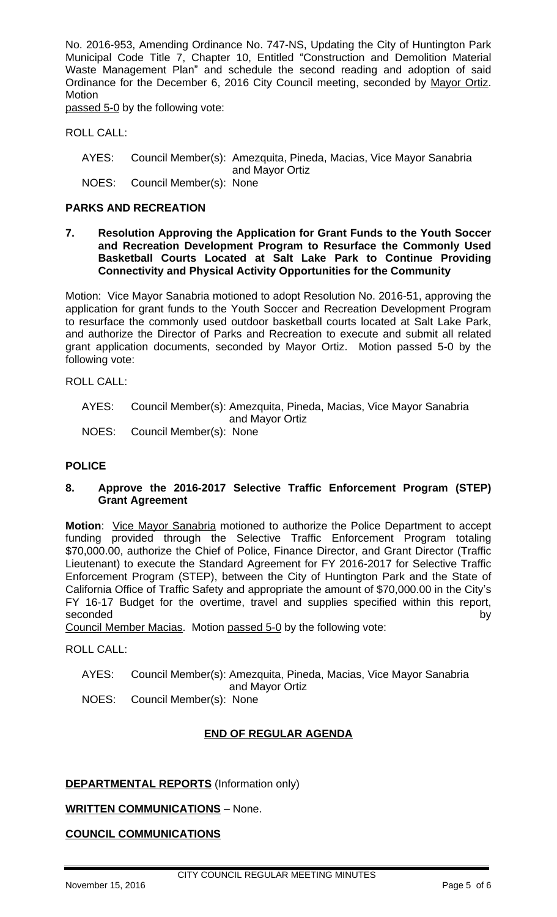No. 2016-953, Amending Ordinance No. 747-NS, Updating the City of Huntington Park Municipal Code Title 7, Chapter 10, Entitled "Construction and Demolition Material Waste Management Plan" and schedule the second reading and adoption of said Ordinance for the December 6, 2016 City Council meeting, seconded by Mayor Ortiz. Motion passed 5-0 by the following vote:

ROLL CALL:

AYES: Council Member(s): Amezquita, Pineda, Macias, Vice Mayor Sanabria and Mayor Ortiz
NOES: Council Member(s): None

**PARKS AND RECREATION**

**7. Resolution Approving the Application for Grant Funds to the Youth Soccer and Recreation Development Program to Resurface the Commonly Used Basketball Courts Located at Salt Lake Park to Continue Providing Connectivity and Physical Activity Opportunities for the Community**

Motion: Vice Mayor Sanabria motioned to adopt Resolution No. 2016-51, approving the application for grant funds to the Youth Soccer and Recreation Development Program to resurface the commonly used outdoor basketball courts located at Salt Lake Park, and authorize the Director of Parks and Recreation to execute and submit all related grant application documents, seconded by Mayor Ortiz. Motion passed 5-0 by the following vote:

ROLL CALL:

AYES: Council Member(s): Amezquita, Pineda, Macias, Vice Mayor Sanabria and Mayor Ortiz
NOES: Council Member(s): None

**POLICE**

**8. Approve the 2016-2017 Selective Traffic Enforcement Program (STEP) Grant Agreement**

**Motion**: Vice Mayor Sanabria motioned to authorize the Police Department to accept funding provided through the Selective Traffic Enforcement Program totaling $70,000.00, authorize the Chief of Police, Finance Director, and Grant Director (Traffic Lieutenant) to execute the Standard Agreement for FY 2016-2017 for Selective Traffic Enforcement Program (STEP), between the City of Huntington Park and the State of California Office of Traffic Safety and appropriate the amount of $70,000.00 in the City's FY 16-17 Budget for the overtime, travel and supplies specified within this report, seconded by Council Member Macias. Motion passed 5-0 by the following vote:

ROLL CALL:

AYES: Council Member(s): Amezquita, Pineda, Macias, Vice Mayor Sanabria and Mayor Ortiz
NOES: Council Member(s): None

**END OF REGULAR AGENDA**

**DEPARTMENTAL REPORTS** (Information only)

**WRITTEN COMMUNICATIONS** – None.

**COUNCIL COMMUNICATIONS**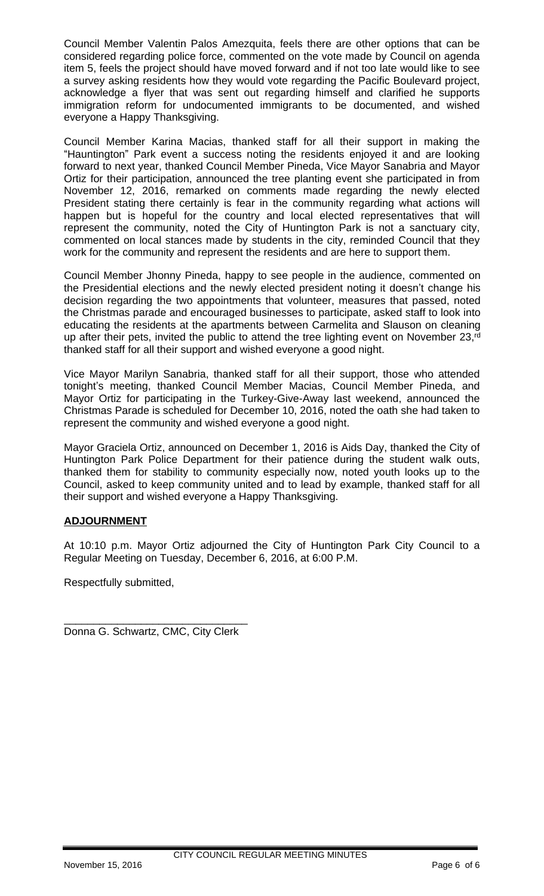Council Member Valentin Palos Amezquita, feels there are other options that can be considered regarding police force, commented on the vote made by Council on agenda item 5, feels the project should have moved forward and if not too late would like to see a survey asking residents how they would vote regarding the Pacific Boulevard project, acknowledge a flyer that was sent out regarding himself and clarified he supports immigration reform for undocumented immigrants to be documented, and wished everyone a Happy Thanksgiving.

Council Member Karina Macias, thanked staff for all their support in making the "Hauntington" Park event a success noting the residents enjoyed it and are looking forward to next year, thanked Council Member Pineda, Vice Mayor Sanabria and Mayor Ortiz for their participation, announced the tree planting event she participated in from November 12, 2016, remarked on comments made regarding the newly elected President stating there certainly is fear in the community regarding what actions will happen but is hopeful for the country and local elected representatives that will represent the community, noted the City of Huntington Park is not a sanctuary city, commented on local stances made by students in the city, reminded Council that they work for the community and represent the residents and are here to support them.

Council Member Jhonny Pineda, happy to see people in the audience, commented on the Presidential elections and the newly elected president noting it doesn't change his decision regarding the two appointments that volunteer, measures that passed, noted the Christmas parade and encouraged businesses to participate, asked staff to look into educating the residents at the apartments between Carmelita and Slauson on cleaning up after their pets, invited the public to attend the tree lighting event on November 23,rd thanked staff for all their support and wished everyone a good night.

Vice Mayor Marilyn Sanabria, thanked staff for all their support, those who attended tonight's meeting, thanked Council Member Macias, Council Member Pineda, and Mayor Ortiz for participating in the Turkey-Give-Away last weekend, announced the Christmas Parade is scheduled for December 10, 2016, noted the oath she had taken to represent the community and wished everyone a good night.

Mayor Graciela Ortiz, announced on December 1, 2016 is Aids Day, thanked the City of Huntington Park Police Department for their patience during the student walk outs, thanked them for stability to community especially now, noted youth looks up to the Council, asked to keep community united and to lead by example, thanked staff for all their support and wished everyone a Happy Thanksgiving.

## **ADJOURNMENT**

At 10:10 p.m. Mayor Ortiz adjourned the City of Huntington Park City Council to a Regular Meeting on Tuesday, December 6, 2016, at 6:00 P.M.

Respectfully submitted,

_______________________________
Donna G. Schwartz, CMC, City Clerk